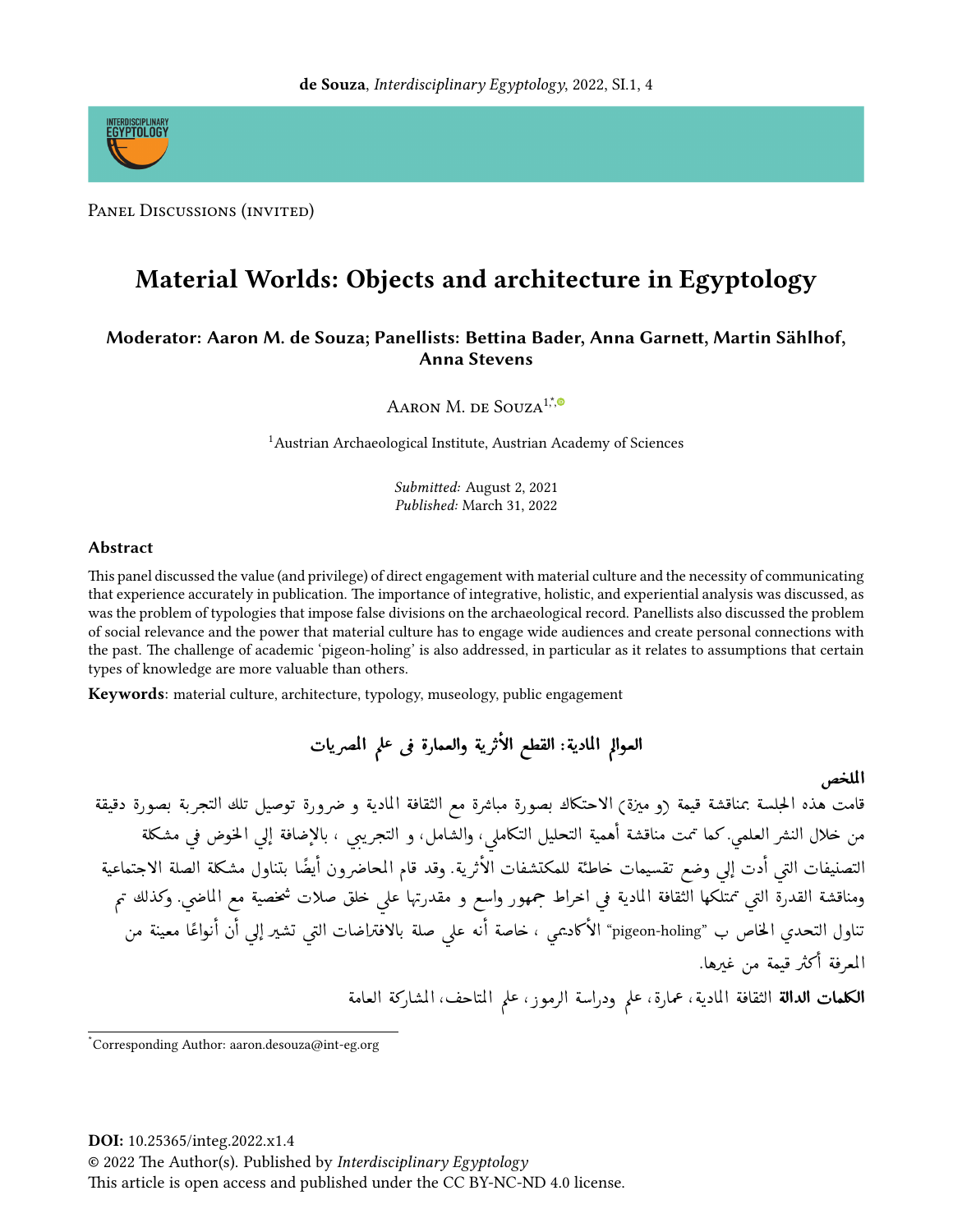Panel Discussions (invited)

# Material Worlds: Objects and architecture in Egyptology

**Moderator: Aaron M. de Souza; Panellists: Bettina Bader, Anna Garnett, Martin Sählhof, Anna Stevens**

Aaron M. de Souza[1,*]

[1]Austrian Archaeological Institute, Austrian Academy of Sciences

*Submitted:* August 2, 2021
*Published:* March 31, 2022

### Abstract

This panel discussed the value (and privilege) of direct engagement with material culture and the necessity of communicating that experience accurately in publication. The importance of integrative, holistic, and experiential analysis was discussed, as was the problem of typologies that impose false divisions on the archaeological record. Panellists also discussed the problem of social relevance and the power that material culture has to engage wide audiences and create personal connections with the past. The challenge of academic 'pigeon-holing' is also addressed, in particular as it relates to assumptions that certain types of knowledge are more valuable than others.

**Keywords**: material culture, architecture, typology, museology, public engagement

## العوالم المادية: القطع الأثرية والعمارة فى علم المصريات

**الملخص**

قامت هذه الجلسة بمناقشة قيمة (و ميزة) الاحتكاك بصورة مباشرة مع الثقافة المادية و ضرورة توصيل تلك التجربة بصورة دقيقة من خلال النشر العلمي. كما تمت مناقشة أهمية التحليل التكاملي، والشامل، و التجريبي ، بالإضافة إلي الخوض في مشكلة التصنيفات التي أدت إلي وضع تقسيمات خاطئة للمكتشفات الأثرية. وقد قام المحاضرون أيضًا بتناول مشكلة الصلة الاجتماعية ومناقشة القدرة التي تمتلكها الثقافة المادية في اخراط جمهور واسع و مقدرتها علي خلق صلات شخصية مع الماضي. وكذلك تم تناول التحدي الخاص ب "pigeon-holing" الأكاديمي ، خاصة أنه علي صلة بالافتراضات التي تشير إلي أن أنواعًا معينة من المعرفة أكثر قيمة من غيرها.

**الكلمات الدالة** الثقافة المادية، عمارة، علم ودراسة الرموز، علم المتاحف، المشاركة العامة

---

*Corresponding Author: aaron.desouza@int-eg.org

**DOI:** 10.25365/integ.2022.x1.4
© 2022 The Author(s). Published by *Interdisciplinary Egyptology*
This article is open access and published under the CC BY-NC-ND 4.0 license.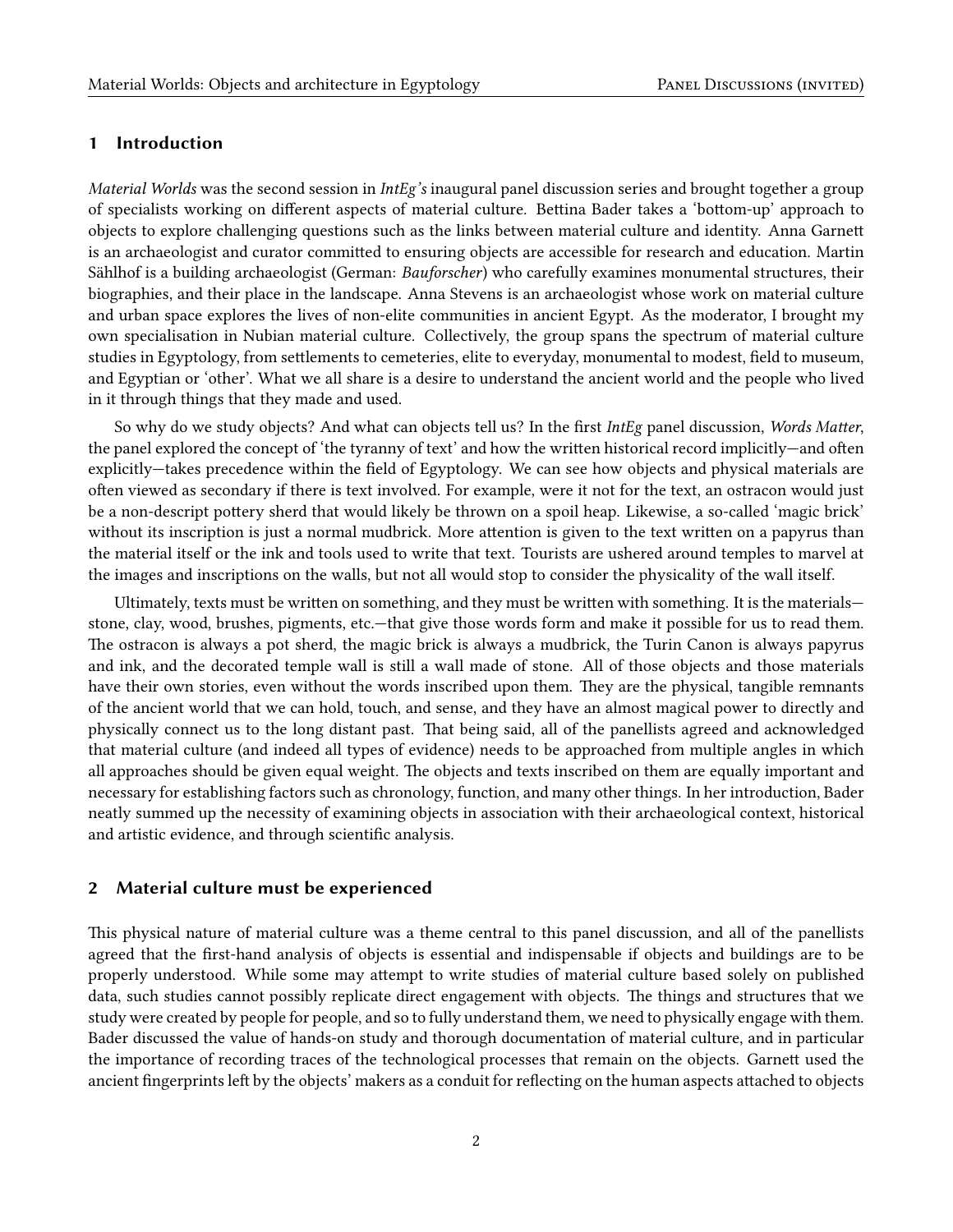## 1 Introduction

*Material Worlds* was the second session in *IntEg's* inaugural panel discussion series and brought together a group of specialists working on different aspects of material culture. Bettina Bader takes a 'bottom-up' approach to objects to explore challenging questions such as the links between material culture and identity. Anna Garnett is an archaeologist and curator committed to ensuring objects are accessible for research and education. Martin Sählhof is a building archaeologist (German: *Bauforscher*) who carefully examines monumental structures, their biographies, and their place in the landscape. Anna Stevens is an archaeologist whose work on material culture and urban space explores the lives of non-elite communities in ancient Egypt. As the moderator, I brought my own specialisation in Nubian material culture. Collectively, the group spans the spectrum of material culture studies in Egyptology, from settlements to cemeteries, elite to everyday, monumental to modest, field to museum, and Egyptian or 'other'. What we all share is a desire to understand the ancient world and the people who lived in it through things that they made and used.

So why do we study objects? And what can objects tell us? In the first *IntEg* panel discussion, *Words Matter*, the panel explored the concept of 'the tyranny of text' and how the written historical record implicitly—and often explicitly—takes precedence within the field of Egyptology. We can see how objects and physical materials are often viewed as secondary if there is text involved. For example, were it not for the text, an ostracon would just be a non-descript pottery sherd that would likely be thrown on a spoil heap. Likewise, a so-called 'magic brick' without its inscription is just a normal mudbrick. More attention is given to the text written on a papyrus than the material itself or the ink and tools used to write that text. Tourists are ushered around temples to marvel at the images and inscriptions on the walls, but not all would stop to consider the physicality of the wall itself.

Ultimately, texts must be written on something, and they must be written with something. It is the materials—stone, clay, wood, brushes, pigments, etc.—that give those words form and make it possible for us to read them. The ostracon is always a pot sherd, the magic brick is always a mudbrick, the Turin Canon is always papyrus and ink, and the decorated temple wall is still a wall made of stone. All of those objects and those materials have their own stories, even without the words inscribed upon them. They are the physical, tangible remnants of the ancient world that we can hold, touch, and sense, and they have an almost magical power to directly and physically connect us to the long distant past. That being said, all of the panellists agreed and acknowledged that material culture (and indeed all types of evidence) needs to be approached from multiple angles in which all approaches should be given equal weight. The objects and texts inscribed on them are equally important and necessary for establishing factors such as chronology, function, and many other things. In her introduction, Bader neatly summed up the necessity of examining objects in association with their archaeological context, historical and artistic evidence, and through scientific analysis.

## 2 Material culture must be experienced

This physical nature of material culture was a theme central to this panel discussion, and all of the panellists agreed that the first-hand analysis of objects is essential and indispensable if objects and buildings are to be properly understood. While some may attempt to write studies of material culture based solely on published data, such studies cannot possibly replicate direct engagement with objects. The things and structures that we study were created by people for people, and so to fully understand them, we need to physically engage with them. Bader discussed the value of hands-on study and thorough documentation of material culture, and in particular the importance of recording traces of the technological processes that remain on the objects. Garnett used the ancient fingerprints left by the objects' makers as a conduit for reflecting on the human aspects attached to objects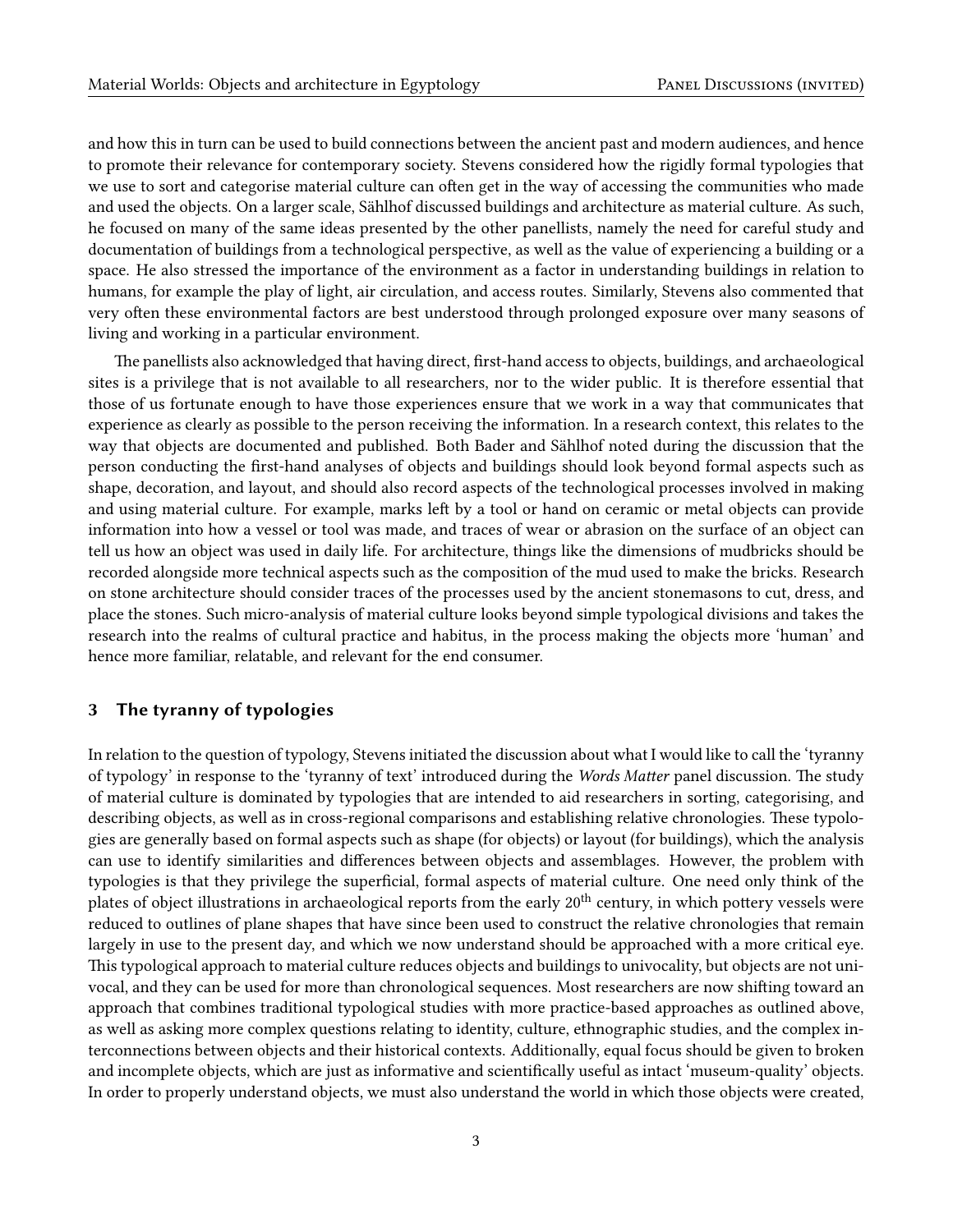and how this in turn can be used to build connections between the ancient past and modern audiences, and hence to promote their relevance for contemporary society. Stevens considered how the rigidly formal typologies that we use to sort and categorise material culture can often get in the way of accessing the communities who made and used the objects. On a larger scale, Sählhof discussed buildings and architecture as material culture. As such, he focused on many of the same ideas presented by the other panellists, namely the need for careful study and documentation of buildings from a technological perspective, as well as the value of experiencing a building or a space. He also stressed the importance of the environment as a factor in understanding buildings in relation to humans, for example the play of light, air circulation, and access routes. Similarly, Stevens also commented that very often these environmental factors are best understood through prolonged exposure over many seasons of living and working in a particular environment.

The panellists also acknowledged that having direct, first-hand access to objects, buildings, and archaeological sites is a privilege that is not available to all researchers, nor to the wider public. It is therefore essential that those of us fortunate enough to have those experiences ensure that we work in a way that communicates that experience as clearly as possible to the person receiving the information. In a research context, this relates to the way that objects are documented and published. Both Bader and Sählhof noted during the discussion that the person conducting the first-hand analyses of objects and buildings should look beyond formal aspects such as shape, decoration, and layout, and should also record aspects of the technological processes involved in making and using material culture. For example, marks left by a tool or hand on ceramic or metal objects can provide information into how a vessel or tool was made, and traces of wear or abrasion on the surface of an object can tell us how an object was used in daily life. For architecture, things like the dimensions of mudbricks should be recorded alongside more technical aspects such as the composition of the mud used to make the bricks. Research on stone architecture should consider traces of the processes used by the ancient stonemasons to cut, dress, and place the stones. Such micro-analysis of material culture looks beyond simple typological divisions and takes the research into the realms of cultural practice and habitus, in the process making the objects more 'human' and hence more familiar, relatable, and relevant for the end consumer.

## 3 The tyranny of typologies

In relation to the question of typology, Stevens initiated the discussion about what I would like to call the 'tyranny of typology' in response to the 'tyranny of text' introduced during the *Words Matter* panel discussion. The study of material culture is dominated by typologies that are intended to aid researchers in sorting, categorising, and describing objects, as well as in cross-regional comparisons and establishing relative chronologies. These typologies are generally based on formal aspects such as shape (for objects) or layout (for buildings), which the analysis can use to identify similarities and differences between objects and assemblages. However, the problem with typologies is that they privilege the superficial, formal aspects of material culture. One need only think of the plates of object illustrations in archaeological reports from the early 20$^{th}$ century, in which pottery vessels were reduced to outlines of plane shapes that have since been used to construct the relative chronologies that remain largely in use to the present day, and which we now understand should be approached with a more critical eye. This typological approach to material culture reduces objects and buildings to univocality, but objects are not univocal, and they can be used for more than chronological sequences. Most researchers are now shifting toward an approach that combines traditional typological studies with more practice-based approaches as outlined above, as well as asking more complex questions relating to identity, culture, ethnographic studies, and the complex interconnections between objects and their historical contexts. Additionally, equal focus should be given to broken and incomplete objects, which are just as informative and scientifically useful as intact 'museum-quality' objects. In order to properly understand objects, we must also understand the world in which those objects were created,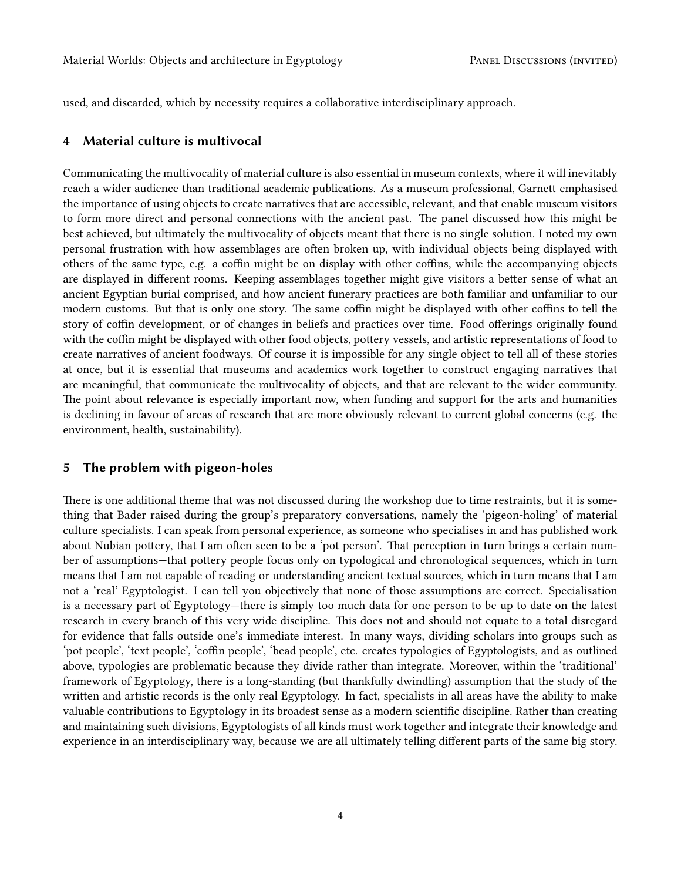used, and discarded, which by necessity requires a collaborative interdisciplinary approach.

## 4 Material culture is multivocal

Communicating the multivocality of material culture is also essential in museum contexts, where it will inevitably reach a wider audience than traditional academic publications. As a museum professional, Garnett emphasised the importance of using objects to create narratives that are accessible, relevant, and that enable museum visitors to form more direct and personal connections with the ancient past. The panel discussed how this might be best achieved, but ultimately the multivocality of objects meant that there is no single solution. I noted my own personal frustration with how assemblages are often broken up, with individual objects being displayed with others of the same type, e.g. a coffin might be on display with other coffins, while the accompanying objects are displayed in different rooms. Keeping assemblages together might give visitors a better sense of what an ancient Egyptian burial comprised, and how ancient funerary practices are both familiar and unfamiliar to our modern customs. But that is only one story. The same coffin might be displayed with other coffins to tell the story of coffin development, or of changes in beliefs and practices over time. Food offerings originally found with the coffin might be displayed with other food objects, pottery vessels, and artistic representations of food to create narratives of ancient foodways. Of course it is impossible for any single object to tell all of these stories at once, but it is essential that museums and academics work together to construct engaging narratives that are meaningful, that communicate the multivocality of objects, and that are relevant to the wider community. The point about relevance is especially important now, when funding and support for the arts and humanities is declining in favour of areas of research that are more obviously relevant to current global concerns (e.g. the environment, health, sustainability).

## 5 The problem with pigeon-holes

There is one additional theme that was not discussed during the workshop due to time restraints, but it is something that Bader raised during the group's preparatory conversations, namely the 'pigeon-holing' of material culture specialists. I can speak from personal experience, as someone who specialises in and has published work about Nubian pottery, that I am often seen to be a 'pot person'. That perception in turn brings a certain number of assumptions—that pottery people focus only on typological and chronological sequences, which in turn means that I am not capable of reading or understanding ancient textual sources, which in turn means that I am not a 'real' Egyptologist. I can tell you objectively that none of those assumptions are correct. Specialisation is a necessary part of Egyptology—there is simply too much data for one person to be up to date on the latest research in every branch of this very wide discipline. This does not and should not equate to a total disregard for evidence that falls outside one's immediate interest. In many ways, dividing scholars into groups such as 'pot people', 'text people', 'coffin people', 'bead people', etc. creates typologies of Egyptologists, and as outlined above, typologies are problematic because they divide rather than integrate. Moreover, within the 'traditional' framework of Egyptology, there is a long-standing (but thankfully dwindling) assumption that the study of the written and artistic records is the only real Egyptology. In fact, specialists in all areas have the ability to make valuable contributions to Egyptology in its broadest sense as a modern scientific discipline. Rather than creating and maintaining such divisions, Egyptologists of all kinds must work together and integrate their knowledge and experience in an interdisciplinary way, because we are all ultimately telling different parts of the same big story.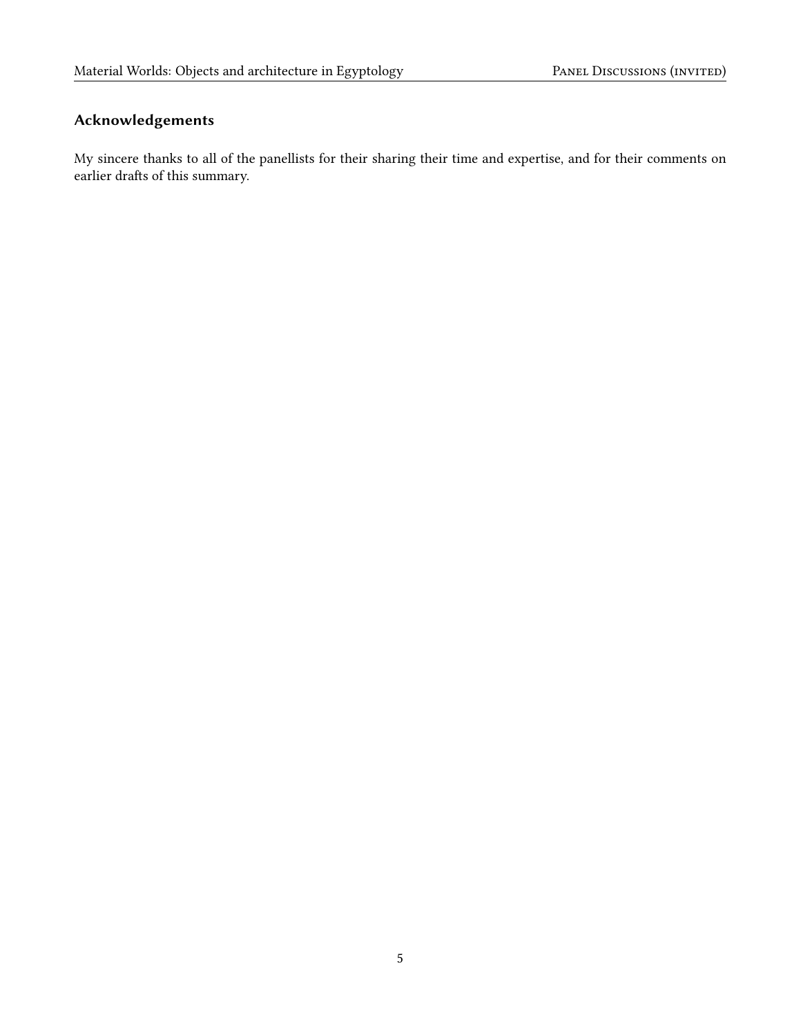## Acknowledgements

My sincere thanks to all of the panellists for their sharing their time and expertise, and for their comments on earlier drafts of this summary.